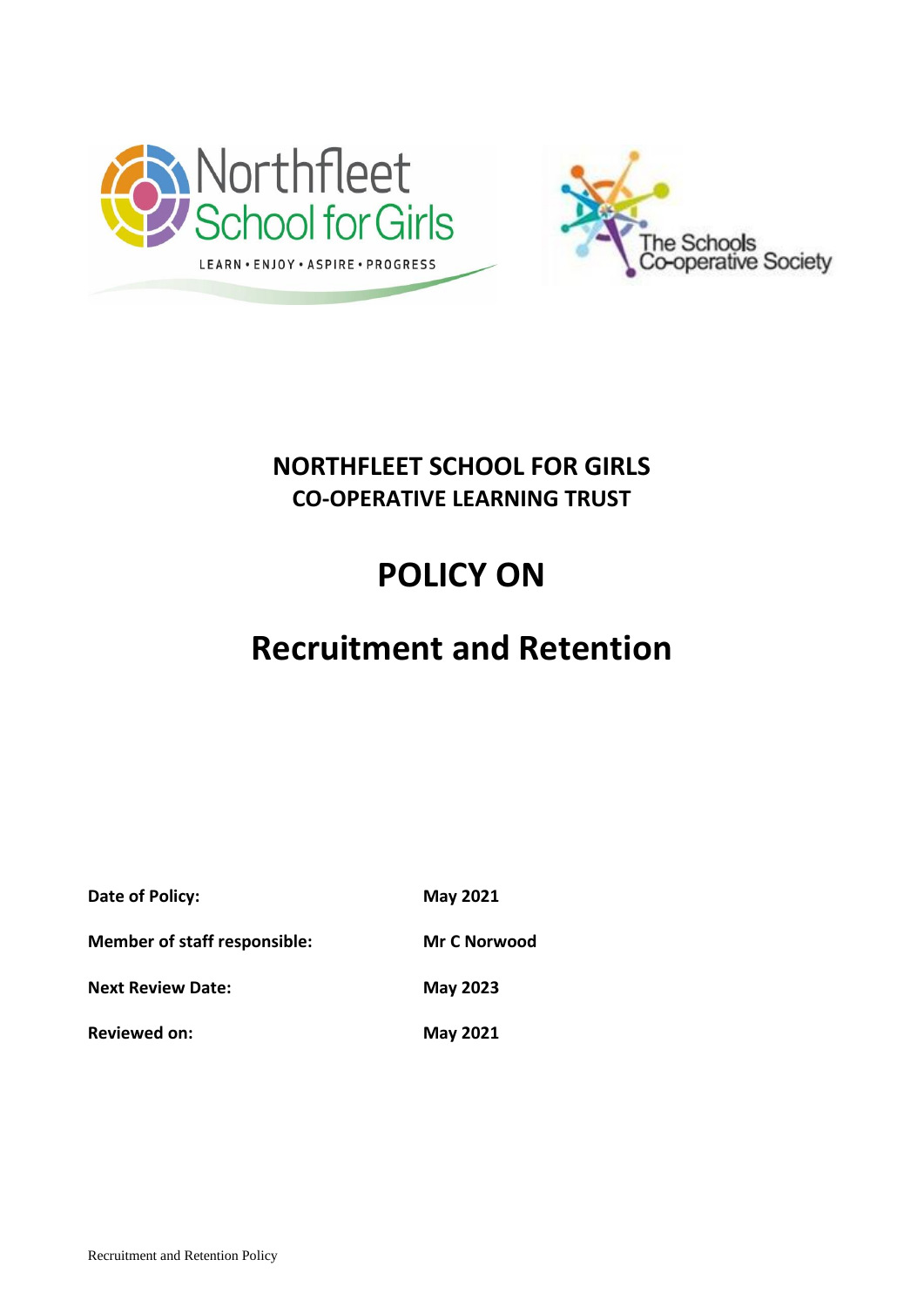# NORTHFLEET SCHOOL FOR GIRLS

## CO-OPERATIVE LEARNING TRUST

# POLICY ON

# Recruitment and Retention

| | |
|---|---|
| **Date of Policy:** | **May 2021** |
| **Member of staff responsible:** | **Mr C Norwood** |
| **Next Review Date:** | **May 2023** |
| **Reviewed on:** | **May 2021** |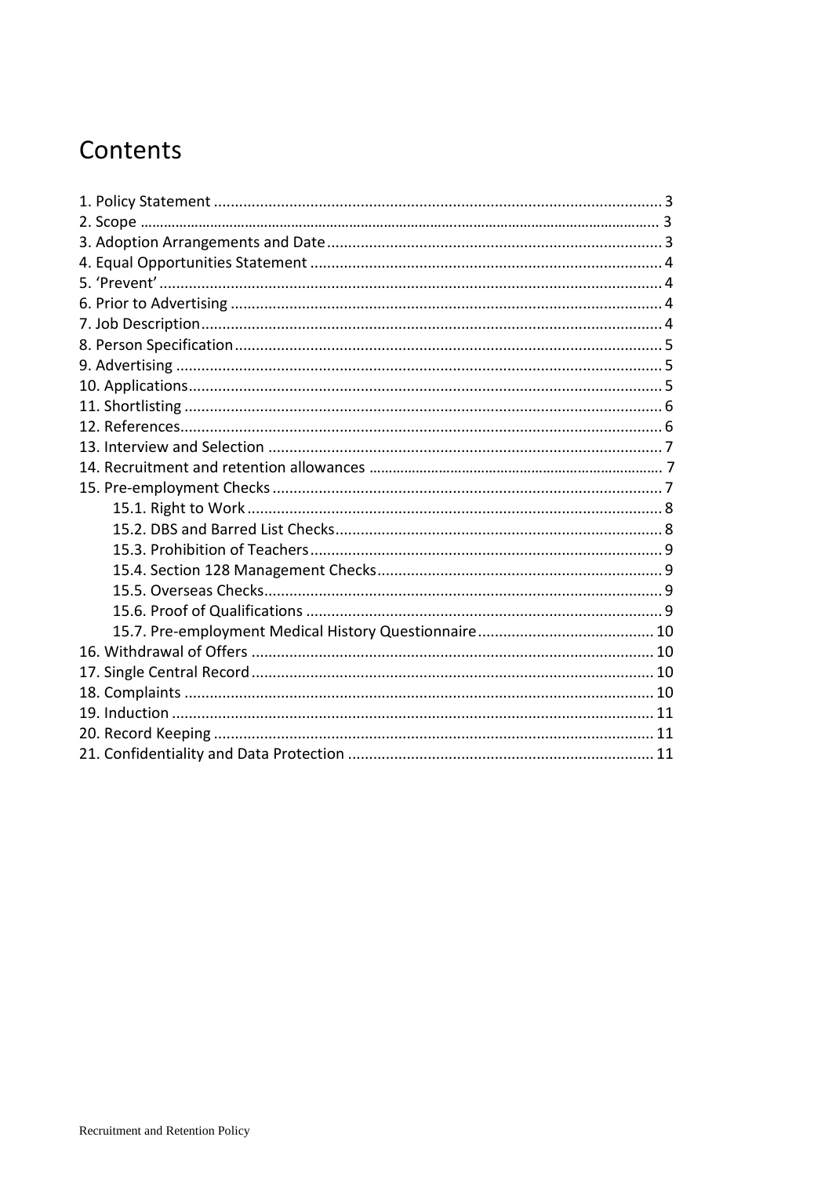# Contents

1. Policy Statement ... 3
2. Scope ... 3
3. Adoption Arrangements and Date ... 3
4. Equal Opportunities Statement ... 4
5. 'Prevent' ... 4
6. Prior to Advertising ... 4
7. Job Description ... 4
8. Person Specification ... 5
9. Advertising ... 5
10. Applications ... 5
11. Shortlisting ... 6
12. References ... 6
13. Interview and Selection ... 7
14. Recruitment and retention allowances ... 7
15. Pre-employment Checks ... 7
    - 15.1. Right to Work ... 8
    - 15.2. DBS and Barred List Checks ... 8
    - 15.3. Prohibition of Teachers ... 9
    - 15.4. Section 128 Management Checks ... 9
    - 15.5. Overseas Checks ... 9
    - 15.6. Proof of Qualifications ... 9
    - 15.7. Pre-employment Medical History Questionnaire ... 10
16. Withdrawal of Offers ... 10
17. Single Central Record ... 10
18. Complaints ... 10
19. Induction ... 11
20. Record Keeping ... 11
21. Confidentiality and Data Protection ... 11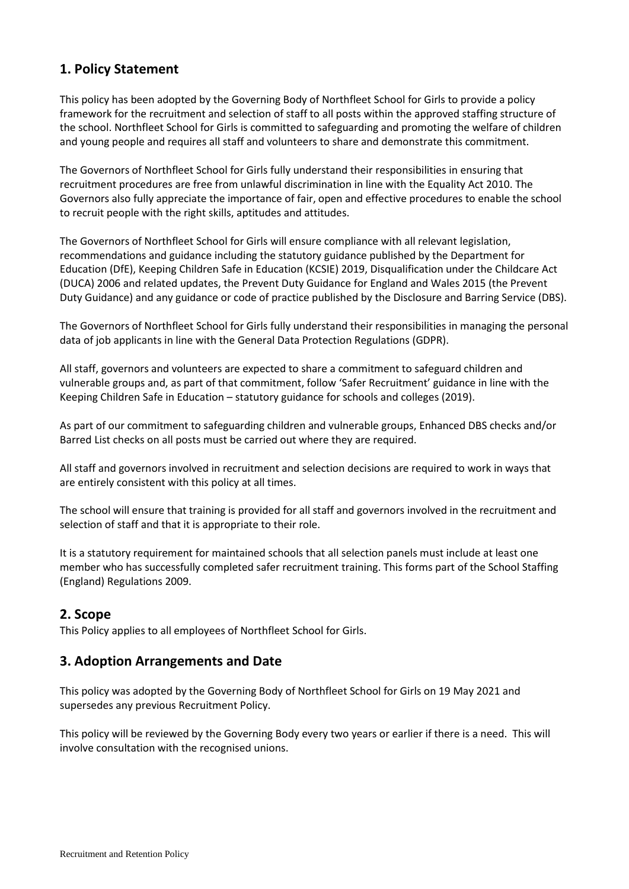## 1. Policy Statement

This policy has been adopted by the Governing Body of Northfleet School for Girls to provide a policy framework for the recruitment and selection of staff to all posts within the approved staffing structure of the school. Northfleet School for Girls is committed to safeguarding and promoting the welfare of children and young people and requires all staff and volunteers to share and demonstrate this commitment.

The Governors of Northfleet School for Girls fully understand their responsibilities in ensuring that recruitment procedures are free from unlawful discrimination in line with the Equality Act 2010. The Governors also fully appreciate the importance of fair, open and effective procedures to enable the school to recruit people with the right skills, aptitudes and attitudes.

The Governors of Northfleet School for Girls will ensure compliance with all relevant legislation, recommendations and guidance including the statutory guidance published by the Department for Education (DfE), Keeping Children Safe in Education (KCSIE) 2019, Disqualification under the Childcare Act (DUCA) 2006 and related updates, the Prevent Duty Guidance for England and Wales 2015 (the Prevent Duty Guidance) and any guidance or code of practice published by the Disclosure and Barring Service (DBS).

The Governors of Northfleet School for Girls fully understand their responsibilities in managing the personal data of job applicants in line with the General Data Protection Regulations (GDPR).

All staff, governors and volunteers are expected to share a commitment to safeguard children and vulnerable groups and, as part of that commitment, follow 'Safer Recruitment' guidance in line with the Keeping Children Safe in Education – statutory guidance for schools and colleges (2019).

As part of our commitment to safeguarding children and vulnerable groups, Enhanced DBS checks and/or Barred List checks on all posts must be carried out where they are required.

All staff and governors involved in recruitment and selection decisions are required to work in ways that are entirely consistent with this policy at all times.

The school will ensure that training is provided for all staff and governors involved in the recruitment and selection of staff and that it is appropriate to their role.

It is a statutory requirement for maintained schools that all selection panels must include at least one member who has successfully completed safer recruitment training. This forms part of the School Staffing (England) Regulations 2009.

## 2. Scope

This Policy applies to all employees of Northfleet School for Girls.

## 3. Adoption Arrangements and Date

This policy was adopted by the Governing Body of Northfleet School for Girls on 19 May 2021 and supersedes any previous Recruitment Policy.

This policy will be reviewed by the Governing Body every two years or earlier if there is a need. This will involve consultation with the recognised unions.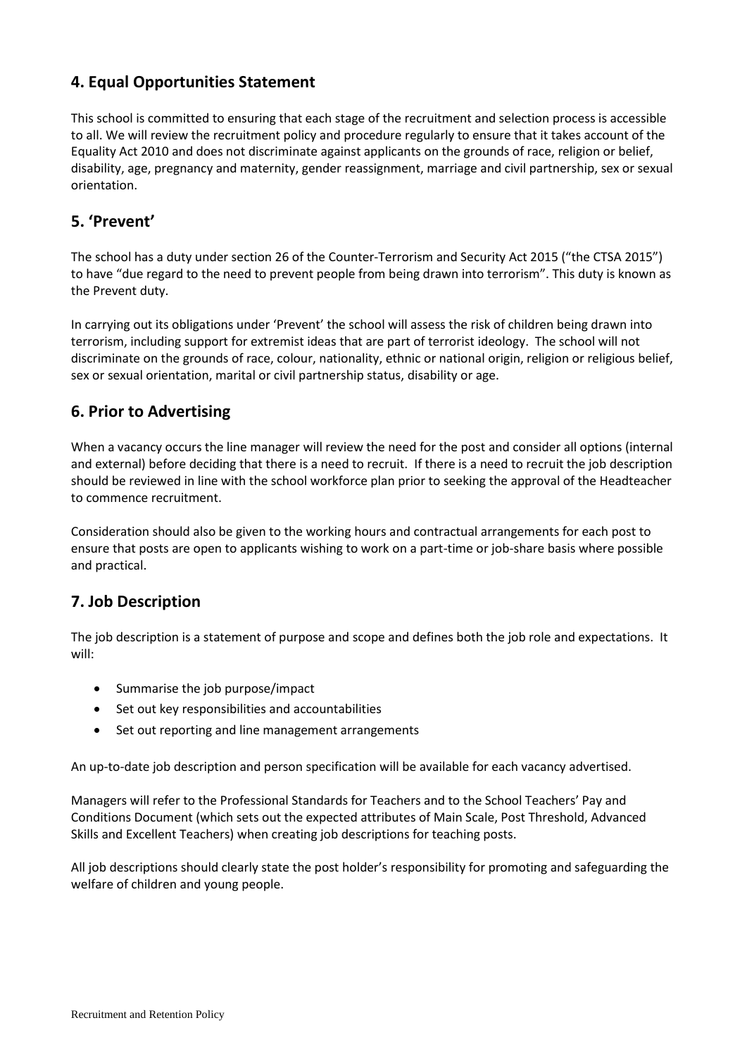## 4. Equal Opportunities Statement

This school is committed to ensuring that each stage of the recruitment and selection process is accessible to all. We will review the recruitment policy and procedure regularly to ensure that it takes account of the Equality Act 2010 and does not discriminate against applicants on the grounds of race, religion or belief, disability, age, pregnancy and maternity, gender reassignment, marriage and civil partnership, sex or sexual orientation.

## 5. 'Prevent'

The school has a duty under section 26 of the Counter-Terrorism and Security Act 2015 ("the CTSA 2015") to have "due regard to the need to prevent people from being drawn into terrorism". This duty is known as the Prevent duty.

In carrying out its obligations under 'Prevent' the school will assess the risk of children being drawn into terrorism, including support for extremist ideas that are part of terrorist ideology. The school will not discriminate on the grounds of race, colour, nationality, ethnic or national origin, religion or religious belief, sex or sexual orientation, marital or civil partnership status, disability or age.

## 6. Prior to Advertising

When a vacancy occurs the line manager will review the need for the post and consider all options (internal and external) before deciding that there is a need to recruit. If there is a need to recruit the job description should be reviewed in line with the school workforce plan prior to seeking the approval of the Headteacher to commence recruitment.

Consideration should also be given to the working hours and contractual arrangements for each post to ensure that posts are open to applicants wishing to work on a part-time or job-share basis where possible and practical.

## 7. Job Description

The job description is a statement of purpose and scope and defines both the job role and expectations. It will:

- Summarise the job purpose/impact
- Set out key responsibilities and accountabilities
- Set out reporting and line management arrangements

An up-to-date job description and person specification will be available for each vacancy advertised.

Managers will refer to the Professional Standards for Teachers and to the School Teachers' Pay and Conditions Document (which sets out the expected attributes of Main Scale, Post Threshold, Advanced Skills and Excellent Teachers) when creating job descriptions for teaching posts.

All job descriptions should clearly state the post holder's responsibility for promoting and safeguarding the welfare of children and young people.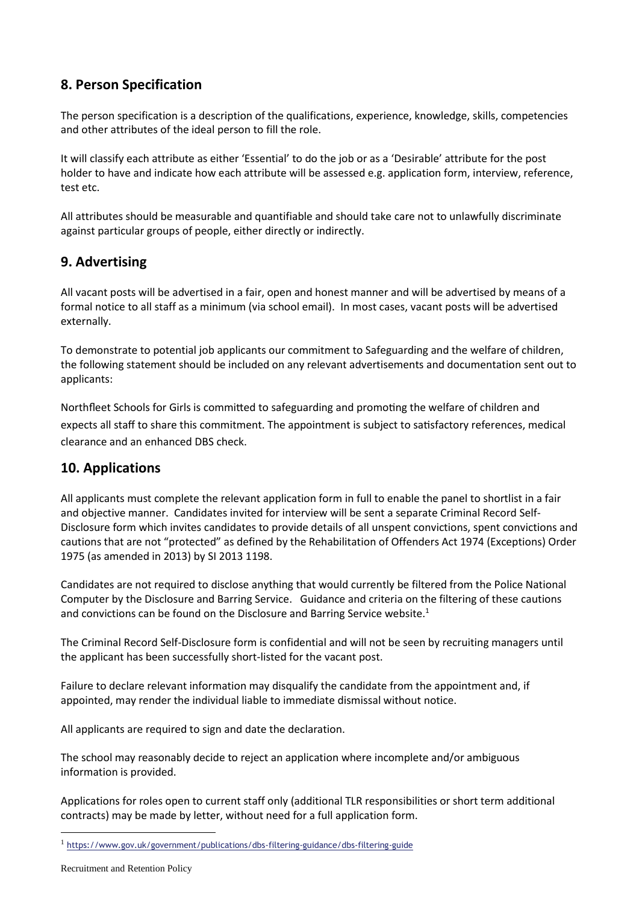## 8. Person Specification

The person specification is a description of the qualifications, experience, knowledge, skills, competencies and other attributes of the ideal person to fill the role.

It will classify each attribute as either 'Essential' to do the job or as a 'Desirable' attribute for the post holder to have and indicate how each attribute will be assessed e.g. application form, interview, reference, test etc.

All attributes should be measurable and quantifiable and should take care not to unlawfully discriminate against particular groups of people, either directly or indirectly.

## 9. Advertising

All vacant posts will be advertised in a fair, open and honest manner and will be advertised by means of a formal notice to all staff as a minimum (via school email). In most cases, vacant posts will be advertised externally.

To demonstrate to potential job applicants our commitment to Safeguarding and the welfare of children, the following statement should be included on any relevant advertisements and documentation sent out to applicants:

Northfleet Schools for Girls is committed to safeguarding and promoting the welfare of children and expects all staff to share this commitment. The appointment is subject to satisfactory references, medical clearance and an enhanced DBS check.

## 10. Applications

All applicants must complete the relevant application form in full to enable the panel to shortlist in a fair and objective manner. Candidates invited for interview will be sent a separate Criminal Record Self-Disclosure form which invites candidates to provide details of all unspent convictions, spent convictions and cautions that are not "protected" as defined by the Rehabilitation of Offenders Act 1974 (Exceptions) Order 1975 (as amended in 2013) by SI 2013 1198.

Candidates are not required to disclose anything that would currently be filtered from the Police National Computer by the Disclosure and Barring Service. Guidance and criteria on the filtering of these cautions and convictions can be found on the Disclosure and Barring Service website.[1]

The Criminal Record Self-Disclosure form is confidential and will not be seen by recruiting managers until the applicant has been successfully short-listed for the vacant post.

Failure to declare relevant information may disqualify the candidate from the appointment and, if appointed, may render the individual liable to immediate dismissal without notice.

All applicants are required to sign and date the declaration.

The school may reasonably decide to reject an application where incomplete and/or ambiguous information is provided.

Applications for roles open to current staff only (additional TLR responsibilities or short term additional contracts) may be made by letter, without need for a full application form.

[1] https://www.gov.uk/government/publications/dbs-filtering-guidance/dbs-filtering-guide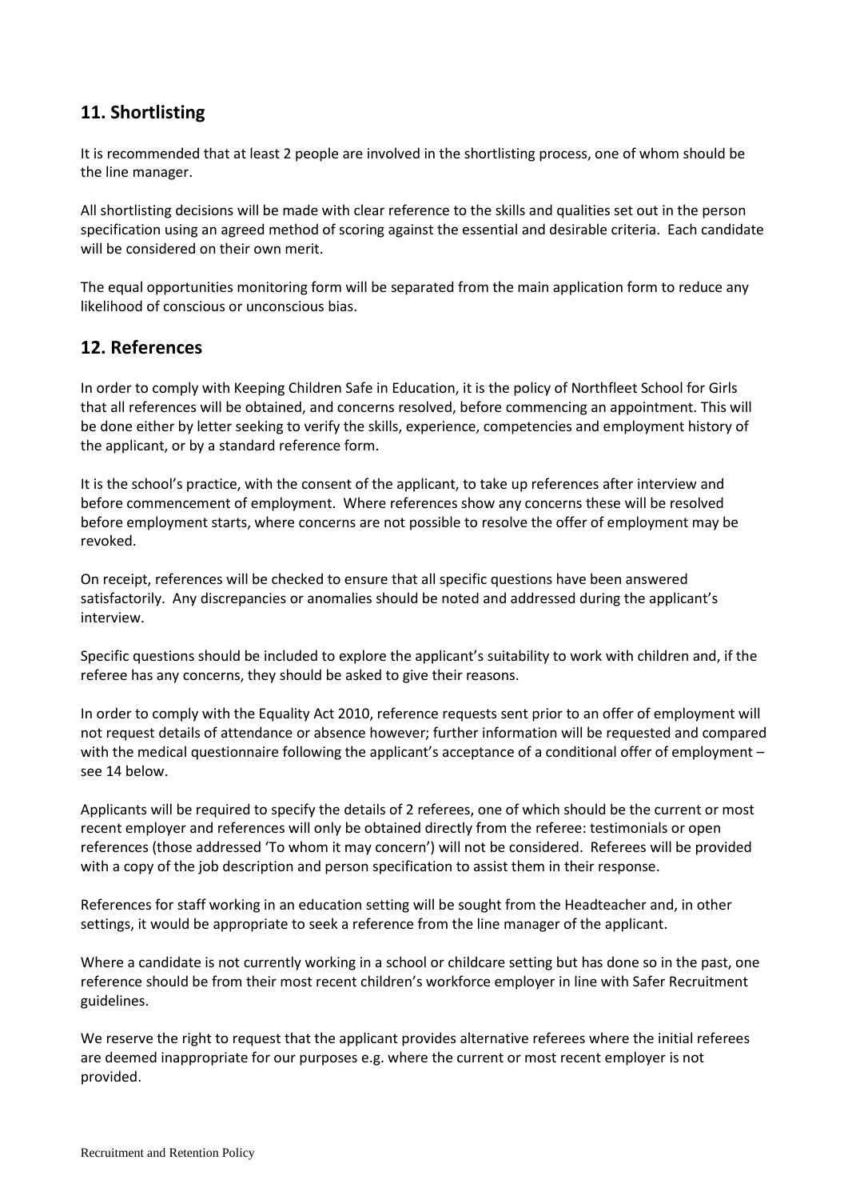## 11. Shortlisting

It is recommended that at least 2 people are involved in the shortlisting process, one of whom should be the line manager.

All shortlisting decisions will be made with clear reference to the skills and qualities set out in the person specification using an agreed method of scoring against the essential and desirable criteria. Each candidate will be considered on their own merit.

The equal opportunities monitoring form will be separated from the main application form to reduce any likelihood of conscious or unconscious bias.

## 12. References

In order to comply with Keeping Children Safe in Education, it is the policy of Northfleet School for Girls that all references will be obtained, and concerns resolved, before commencing an appointment. This will be done either by letter seeking to verify the skills, experience, competencies and employment history of the applicant, or by a standard reference form.

It is the school's practice, with the consent of the applicant, to take up references after interview and before commencement of employment. Where references show any concerns these will be resolved before employment starts, where concerns are not possible to resolve the offer of employment may be revoked.

On receipt, references will be checked to ensure that all specific questions have been answered satisfactorily. Any discrepancies or anomalies should be noted and addressed during the applicant's interview.

Specific questions should be included to explore the applicant's suitability to work with children and, if the referee has any concerns, they should be asked to give their reasons.

In order to comply with the Equality Act 2010, reference requests sent prior to an offer of employment will not request details of attendance or absence however; further information will be requested and compared with the medical questionnaire following the applicant's acceptance of a conditional offer of employment – see 14 below.

Applicants will be required to specify the details of 2 referees, one of which should be the current or most recent employer and references will only be obtained directly from the referee: testimonials or open references (those addressed 'To whom it may concern') will not be considered. Referees will be provided with a copy of the job description and person specification to assist them in their response.

References for staff working in an education setting will be sought from the Headteacher and, in other settings, it would be appropriate to seek a reference from the line manager of the applicant.

Where a candidate is not currently working in a school or childcare setting but has done so in the past, one reference should be from their most recent children's workforce employer in line with Safer Recruitment guidelines.

We reserve the right to request that the applicant provides alternative referees where the initial referees are deemed inappropriate for our purposes e.g. where the current or most recent employer is not provided.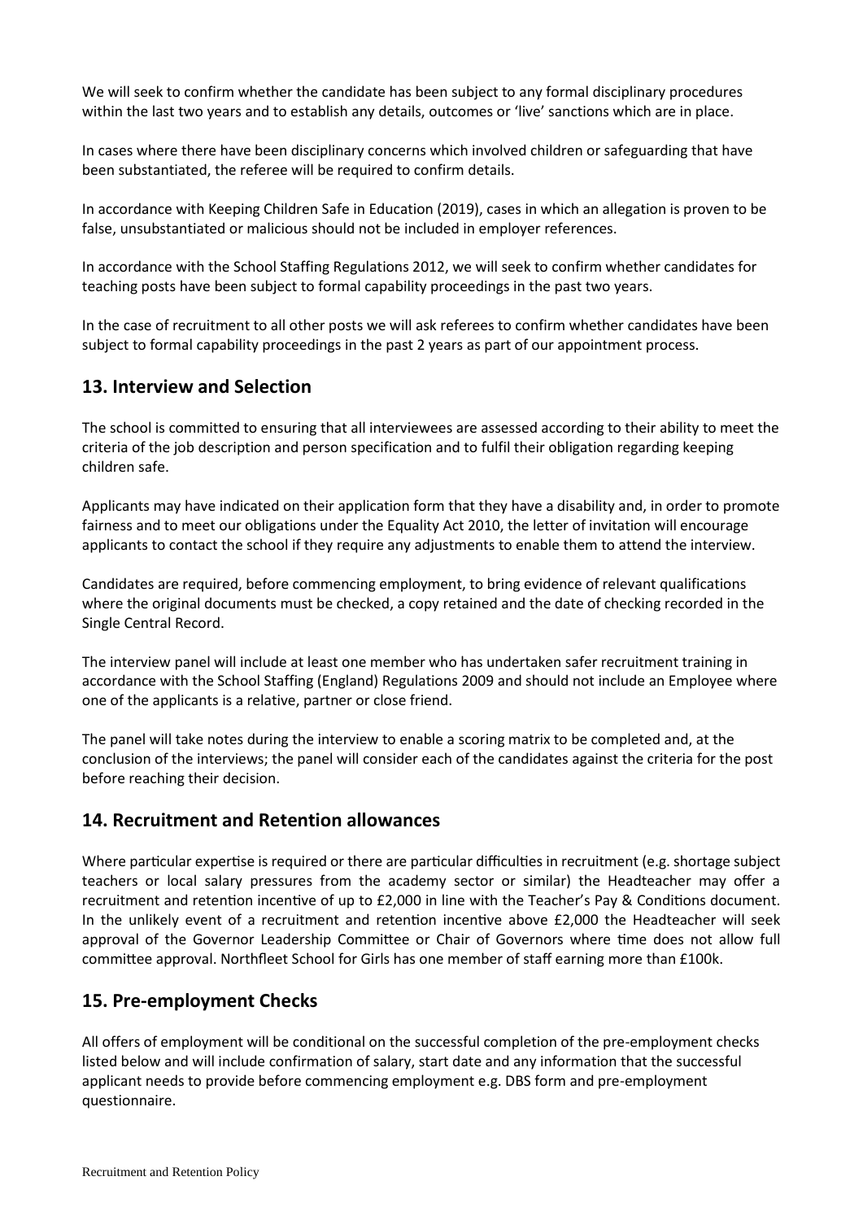We will seek to confirm whether the candidate has been subject to any formal disciplinary procedures within the last two years and to establish any details, outcomes or 'live' sanctions which are in place.

In cases where there have been disciplinary concerns which involved children or safeguarding that have been substantiated, the referee will be required to confirm details.

In accordance with Keeping Children Safe in Education (2019), cases in which an allegation is proven to be false, unsubstantiated or malicious should not be included in employer references.

In accordance with the School Staffing Regulations 2012, we will seek to confirm whether candidates for teaching posts have been subject to formal capability proceedings in the past two years.

In the case of recruitment to all other posts we will ask referees to confirm whether candidates have been subject to formal capability proceedings in the past 2 years as part of our appointment process.

## 13. Interview and Selection

The school is committed to ensuring that all interviewees are assessed according to their ability to meet the criteria of the job description and person specification and to fulfil their obligation regarding keeping children safe.

Applicants may have indicated on their application form that they have a disability and, in order to promote fairness and to meet our obligations under the Equality Act 2010, the letter of invitation will encourage applicants to contact the school if they require any adjustments to enable them to attend the interview.

Candidates are required, before commencing employment, to bring evidence of relevant qualifications where the original documents must be checked, a copy retained and the date of checking recorded in the Single Central Record.

The interview panel will include at least one member who has undertaken safer recruitment training in accordance with the School Staffing (England) Regulations 2009 and should not include an Employee where one of the applicants is a relative, partner or close friend.

The panel will take notes during the interview to enable a scoring matrix to be completed and, at the conclusion of the interviews; the panel will consider each of the candidates against the criteria for the post before reaching their decision.

## 14. Recruitment and Retention allowances

Where particular expertise is required or there are particular difficulties in recruitment (e.g. shortage subject teachers or local salary pressures from the academy sector or similar) the Headteacher may offer a recruitment and retention incentive of up to £2,000 in line with the Teacher's Pay & Conditions document. In the unlikely event of a recruitment and retention incentive above £2,000 the Headteacher will seek approval of the Governor Leadership Committee or Chair of Governors where time does not allow full committee approval. Northfleet School for Girls has one member of staff earning more than £100k.

## 15. Pre-employment Checks

All offers of employment will be conditional on the successful completion of the pre-employment checks listed below and will include confirmation of salary, start date and any information that the successful applicant needs to provide before commencing employment e.g. DBS form and pre-employment questionnaire.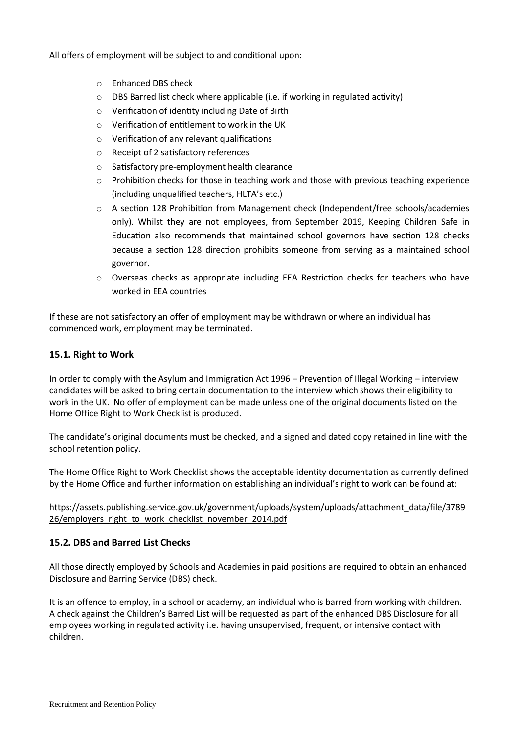All offers of employment will be subject to and conditional upon:

- Enhanced DBS check
- DBS Barred list check where applicable (i.e. if working in regulated activity)
- Verification of identity including Date of Birth
- Verification of entitlement to work in the UK
- Verification of any relevant qualifications
- Receipt of 2 satisfactory references
- Satisfactory pre-employment health clearance
- Prohibition checks for those in teaching work and those with previous teaching experience (including unqualified teachers, HLTA's etc.)
- A section 128 Prohibition from Management check (Independent/free schools/academies only). Whilst they are not employees, from September 2019, Keeping Children Safe in Education also recommends that maintained school governors have section 128 checks because a section 128 direction prohibits someone from serving as a maintained school governor.
- Overseas checks as appropriate including EEA Restriction checks for teachers who have worked in EEA countries

If these are not satisfactory an offer of employment may be withdrawn or where an individual has commenced work, employment may be terminated.

### 15.1. Right to Work

In order to comply with the Asylum and Immigration Act 1996 – Prevention of Illegal Working – interview candidates will be asked to bring certain documentation to the interview which shows their eligibility to work in the UK. No offer of employment can be made unless one of the original documents listed on the Home Office Right to Work Checklist is produced.

The candidate's original documents must be checked, and a signed and dated copy retained in line with the school retention policy.

The Home Office Right to Work Checklist shows the acceptable identity documentation as currently defined by the Home Office and further information on establishing an individual's right to work can be found at:

https://assets.publishing.service.gov.uk/government/uploads/system/uploads/attachment_data/file/378926/employers_right_to_work_checklist_november_2014.pdf

### 15.2. DBS and Barred List Checks

All those directly employed by Schools and Academies in paid positions are required to obtain an enhanced Disclosure and Barring Service (DBS) check.

It is an offence to employ, in a school or academy, an individual who is barred from working with children. A check against the Children's Barred List will be requested as part of the enhanced DBS Disclosure for all employees working in regulated activity i.e. having unsupervised, frequent, or intensive contact with children.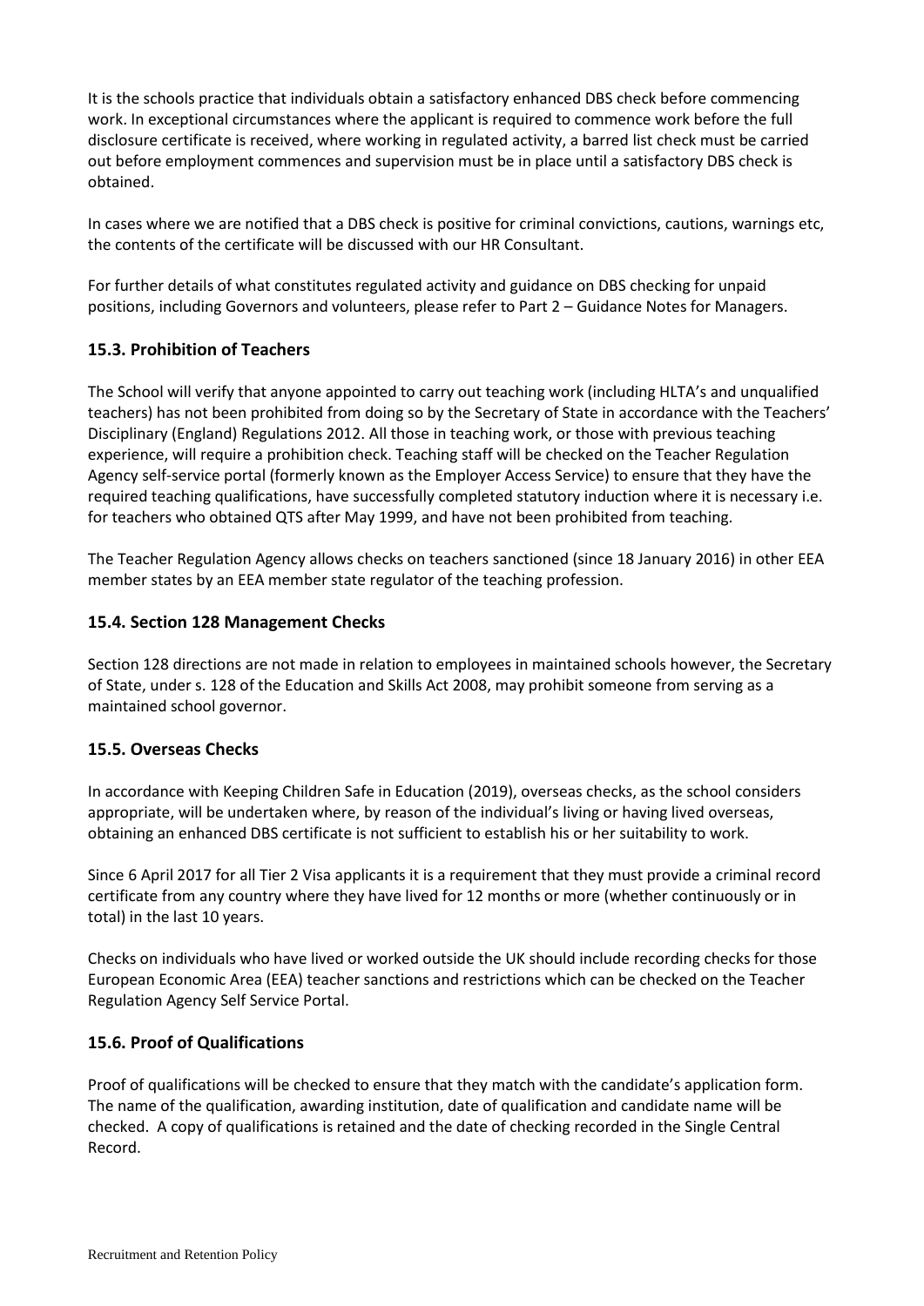It is the schools practice that individuals obtain a satisfactory enhanced DBS check before commencing work. In exceptional circumstances where the applicant is required to commence work before the full disclosure certificate is received, where working in regulated activity, a barred list check must be carried out before employment commences and supervision must be in place until a satisfactory DBS check is obtained.

In cases where we are notified that a DBS check is positive for criminal convictions, cautions, warnings etc, the contents of the certificate will be discussed with our HR Consultant.

For further details of what constitutes regulated activity and guidance on DBS checking for unpaid positions, including Governors and volunteers, please refer to Part 2 – Guidance Notes for Managers.

### 15.3. Prohibition of Teachers

The School will verify that anyone appointed to carry out teaching work (including HLTA's and unqualified teachers) has not been prohibited from doing so by the Secretary of State in accordance with the Teachers' Disciplinary (England) Regulations 2012. All those in teaching work, or those with previous teaching experience, will require a prohibition check. Teaching staff will be checked on the Teacher Regulation Agency self-service portal (formerly known as the Employer Access Service) to ensure that they have the required teaching qualifications, have successfully completed statutory induction where it is necessary i.e. for teachers who obtained QTS after May 1999, and have not been prohibited from teaching.

The Teacher Regulation Agency allows checks on teachers sanctioned (since 18 January 2016) in other EEA member states by an EEA member state regulator of the teaching profession.

### 15.4. Section 128 Management Checks

Section 128 directions are not made in relation to employees in maintained schools however, the Secretary of State, under s. 128 of the Education and Skills Act 2008, may prohibit someone from serving as a maintained school governor.

### 15.5. Overseas Checks

In accordance with Keeping Children Safe in Education (2019), overseas checks, as the school considers appropriate, will be undertaken where, by reason of the individual's living or having lived overseas, obtaining an enhanced DBS certificate is not sufficient to establish his or her suitability to work.

Since 6 April 2017 for all Tier 2 Visa applicants it is a requirement that they must provide a criminal record certificate from any country where they have lived for 12 months or more (whether continuously or in total) in the last 10 years.

Checks on individuals who have lived or worked outside the UK should include recording checks for those European Economic Area (EEA) teacher sanctions and restrictions which can be checked on the Teacher Regulation Agency Self Service Portal.

### 15.6. Proof of Qualifications

Proof of qualifications will be checked to ensure that they match with the candidate's application form. The name of the qualification, awarding institution, date of qualification and candidate name will be checked. A copy of qualifications is retained and the date of checking recorded in the Single Central Record.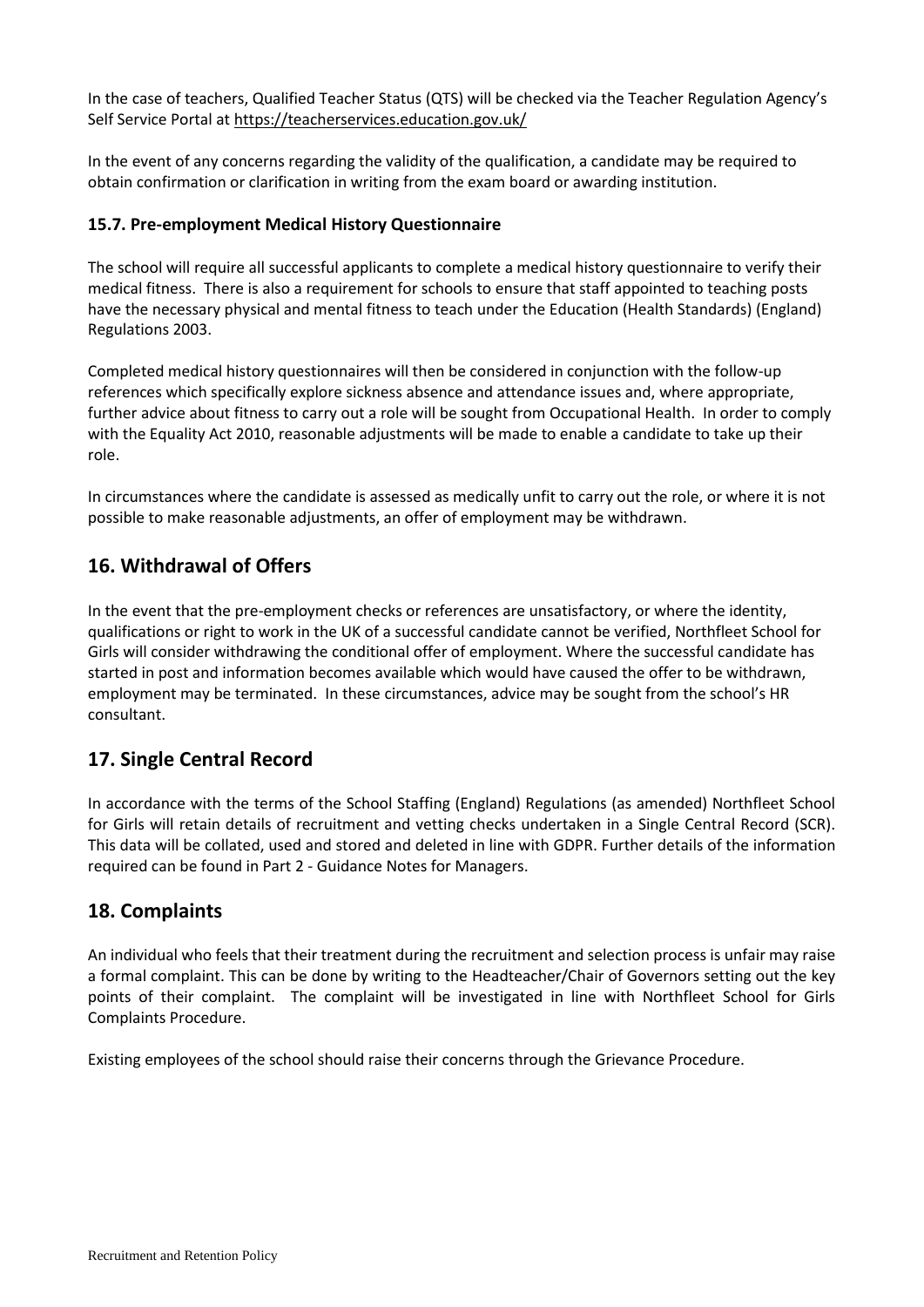In the case of teachers, Qualified Teacher Status (QTS) will be checked via the Teacher Regulation Agency's Self Service Portal at https://teacherservices.education.gov.uk/

In the event of any concerns regarding the validity of the qualification, a candidate may be required to obtain confirmation or clarification in writing from the exam board or awarding institution.

### 15.7. Pre-employment Medical History Questionnaire

The school will require all successful applicants to complete a medical history questionnaire to verify their medical fitness. There is also a requirement for schools to ensure that staff appointed to teaching posts have the necessary physical and mental fitness to teach under the Education (Health Standards) (England) Regulations 2003.

Completed medical history questionnaires will then be considered in conjunction with the follow-up references which specifically explore sickness absence and attendance issues and, where appropriate, further advice about fitness to carry out a role will be sought from Occupational Health. In order to comply with the Equality Act 2010, reasonable adjustments will be made to enable a candidate to take up their role.

In circumstances where the candidate is assessed as medically unfit to carry out the role, or where it is not possible to make reasonable adjustments, an offer of employment may be withdrawn.

## 16. Withdrawal of Offers

In the event that the pre-employment checks or references are unsatisfactory, or where the identity, qualifications or right to work in the UK of a successful candidate cannot be verified, Northfleet School for Girls will consider withdrawing the conditional offer of employment. Where the successful candidate has started in post and information becomes available which would have caused the offer to be withdrawn, employment may be terminated. In these circumstances, advice may be sought from the school's HR consultant.

## 17. Single Central Record

In accordance with the terms of the School Staffing (England) Regulations (as amended) Northfleet School for Girls will retain details of recruitment and vetting checks undertaken in a Single Central Record (SCR). This data will be collated, used and stored and deleted in line with GDPR. Further details of the information required can be found in Part 2 - Guidance Notes for Managers.

## 18. Complaints

An individual who feels that their treatment during the recruitment and selection process is unfair may raise a formal complaint. This can be done by writing to the Headteacher/Chair of Governors setting out the key points of their complaint. The complaint will be investigated in line with Northfleet School for Girls Complaints Procedure.

Existing employees of the school should raise their concerns through the Grievance Procedure.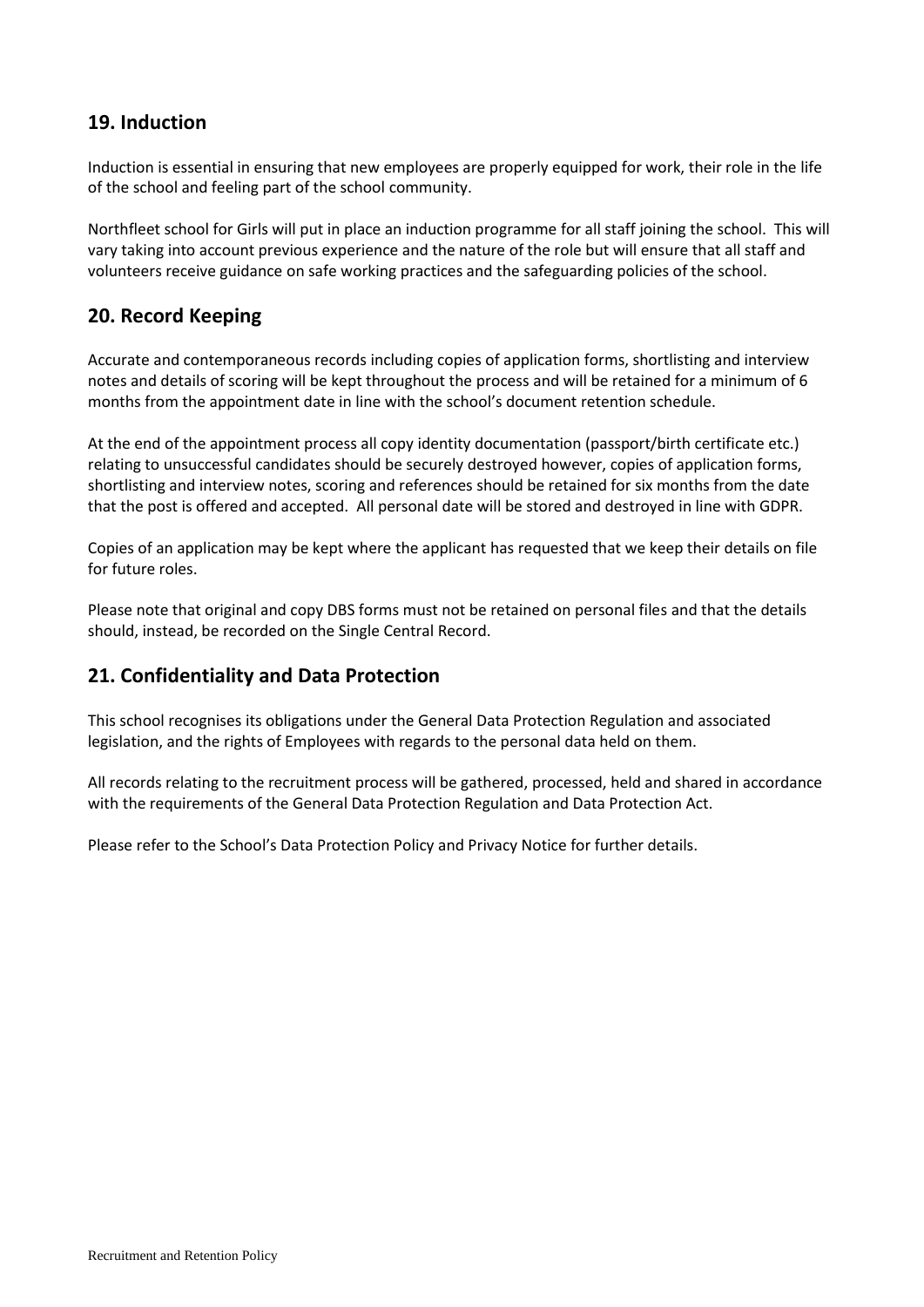## 19. Induction

Induction is essential in ensuring that new employees are properly equipped for work, their role in the life of the school and feeling part of the school community.

Northfleet school for Girls will put in place an induction programme for all staff joining the school. This will vary taking into account previous experience and the nature of the role but will ensure that all staff and volunteers receive guidance on safe working practices and the safeguarding policies of the school.

## 20. Record Keeping

Accurate and contemporaneous records including copies of application forms, shortlisting and interview notes and details of scoring will be kept throughout the process and will be retained for a minimum of 6 months from the appointment date in line with the school's document retention schedule.

At the end of the appointment process all copy identity documentation (passport/birth certificate etc.) relating to unsuccessful candidates should be securely destroyed however, copies of application forms, shortlisting and interview notes, scoring and references should be retained for six months from the date that the post is offered and accepted. All personal date will be stored and destroyed in line with GDPR.

Copies of an application may be kept where the applicant has requested that we keep their details on file for future roles.

Please note that original and copy DBS forms must not be retained on personal files and that the details should, instead, be recorded on the Single Central Record.

## 21. Confidentiality and Data Protection

This school recognises its obligations under the General Data Protection Regulation and associated legislation, and the rights of Employees with regards to the personal data held on them.

All records relating to the recruitment process will be gathered, processed, held and shared in accordance with the requirements of the General Data Protection Regulation and Data Protection Act.

Please refer to the School's Data Protection Policy and Privacy Notice for further details.